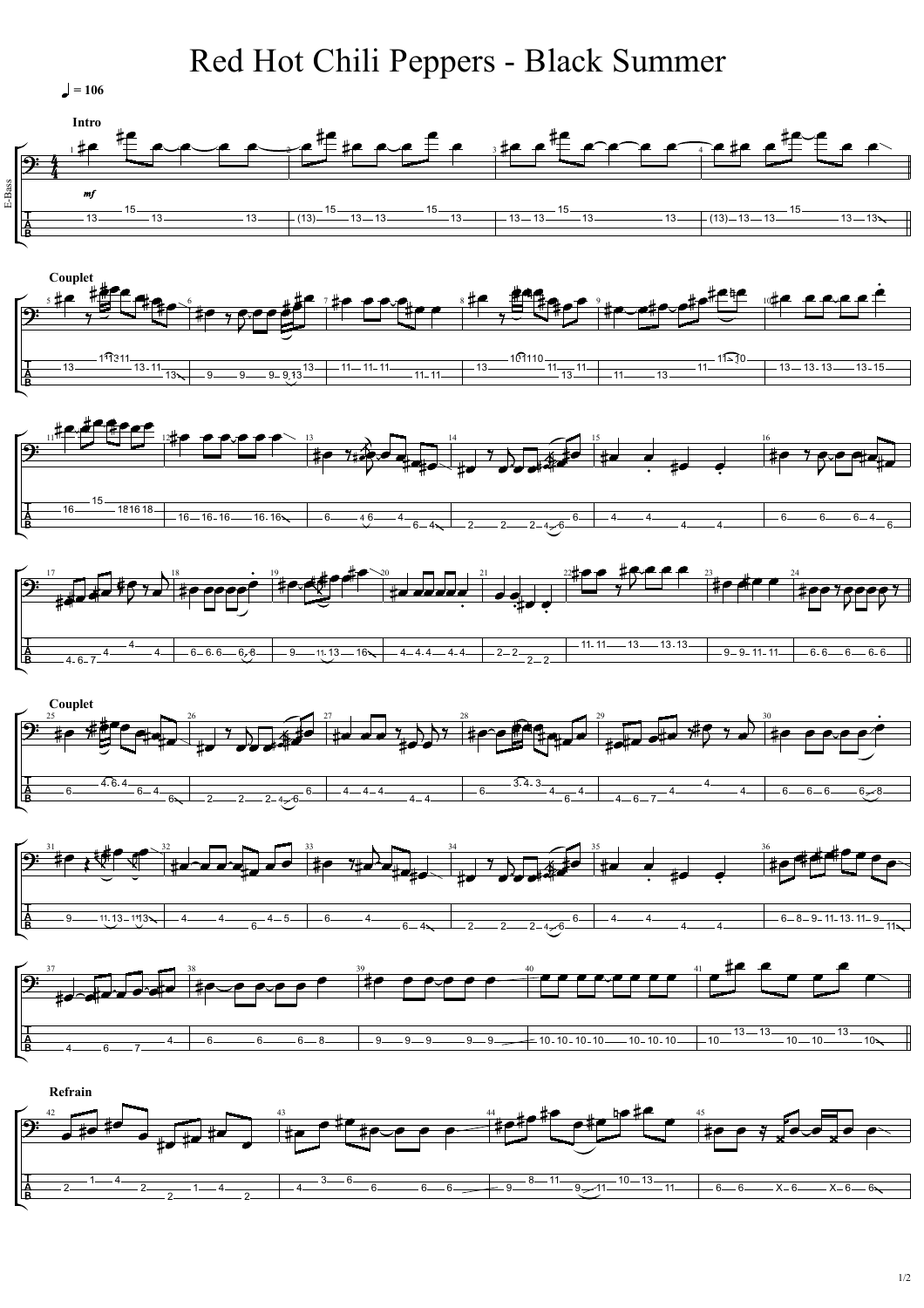# Red Hot Chili Peppers - Black Summer

♩ = 106

**Intro**

E-Bass

*mf*

**Couplet**

**Couplet**

**Refrain**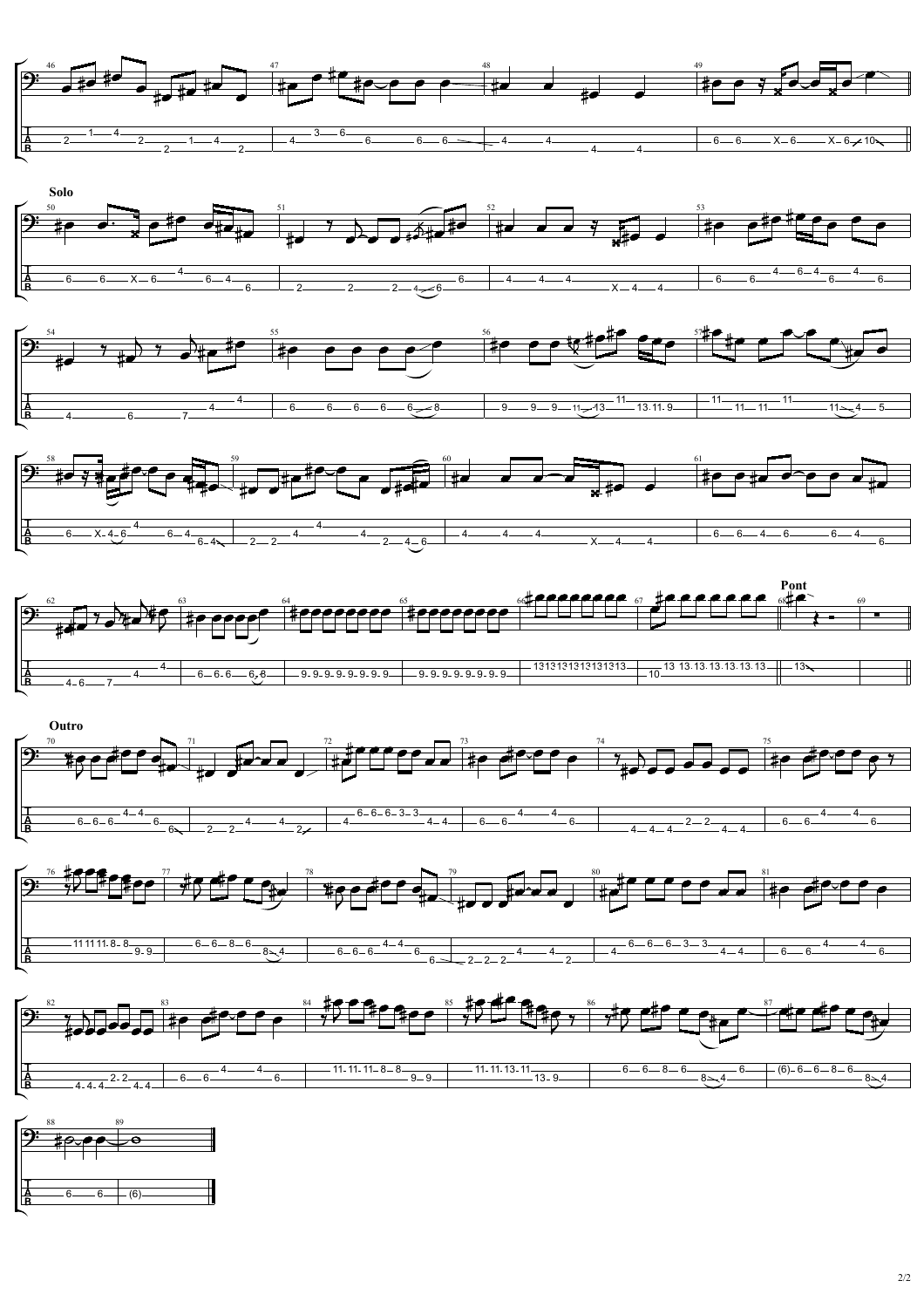Solo

Pont

Outro